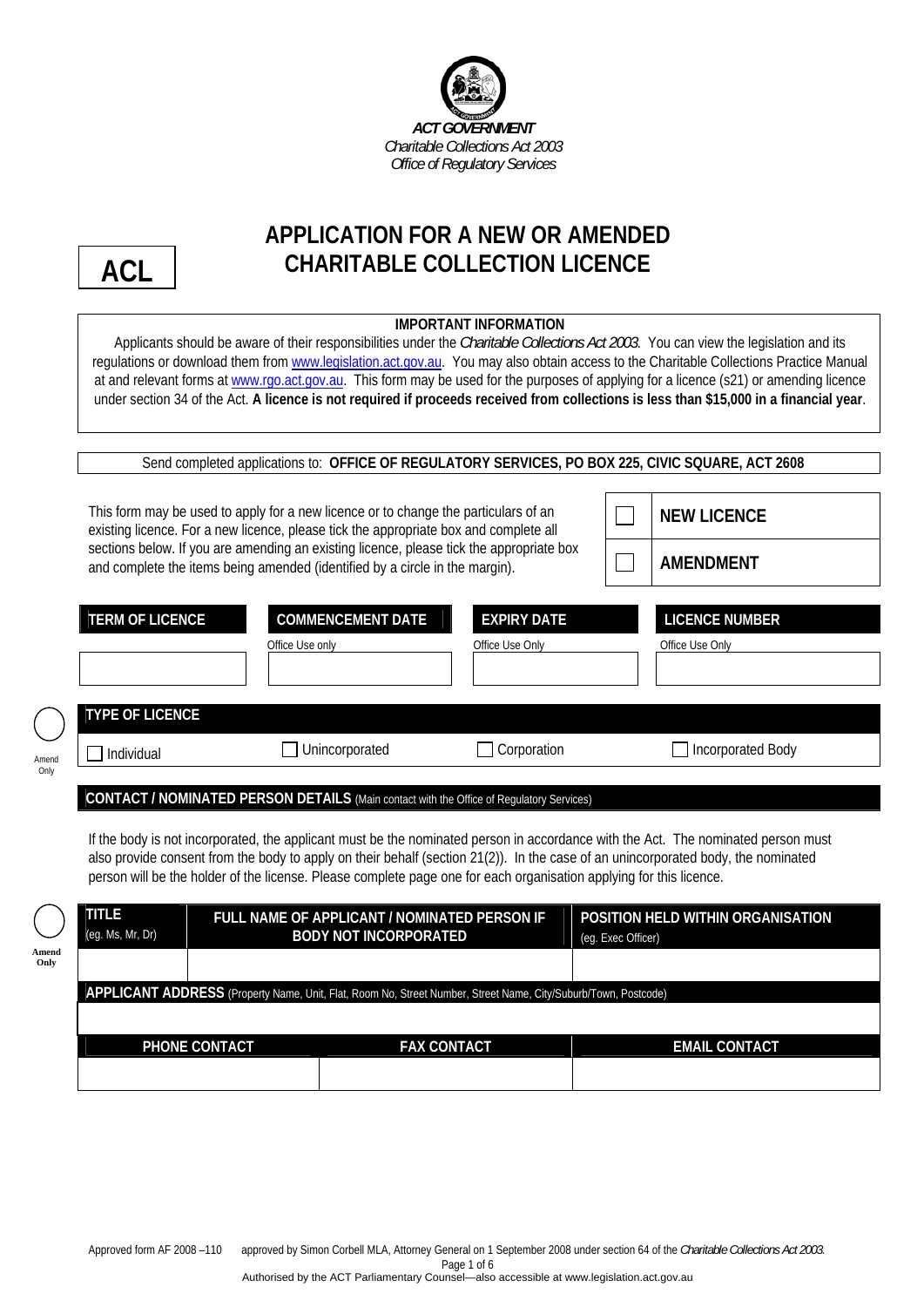*ACT GOVERNMENT*
*Charitable Collections Act 2003*
*Office of Regulatory Services*

**ACL**

# APPLICATION FOR A NEW OR AMENDED CHARITABLE COLLECTION LICENCE

**IMPORTANT INFORMATION**

Applicants should be aware of their responsibilities under the *Charitable Collections Act 2003*. You can view the legislation and its regulations or download them from www.legislation.act.gov.au. You may also obtain access to the Charitable Collections Practice Manual at and relevant forms at www.rgo.act.gov.au. This form may be used for the purposes of applying for a licence (s21) or amending licence under section 34 of the Act. **A licence is not required if proceeds received from collections is less than $15,000 in a financial year**.

Send completed applications to: **OFFICE OF REGULATORY SERVICES, PO BOX 225, CIVIC SQUARE, ACT 2608**

This form may be used to apply for a new licence or to change the particulars of an existing licence. For a new licence, please tick the appropriate box and complete all sections below. If you are amending an existing licence, please tick the appropriate box and complete the items being amended (identified by a circle in the margin).

☐ **NEW LICENCE**

☐ **AMENDMENT**

| TERM OF LICENCE | COMMENCEMENT DATE | EXPIRY DATE | LICENCE NUMBER |
|---|---|---|---|
| | Office Use only | Office Use Only | Office Use Only |
| | | | |

**TYPE OF LICENCE** (Amend Only)

☐ Individual ☐ Unincorporated ☐ Corporation ☐ Incorporated Body

**CONTACT / NOMINATED PERSON DETAILS** (Main contact with the Office of Regulatory Services)

If the body is not incorporated, the applicant must be the nominated person in accordance with the Act. The nominated person must also provide consent from the body to apply on their behalf (section 21(2)). In the case of an unincorporated body, the nominated person will be the holder of the license. Please complete page one for each organisation applying for this licence.

(Amend Only)

| TITLE (eg. Ms, Mr, Dr) | FULL NAME OF APPLICANT / NOMINATED PERSON IF BODY NOT INCORPORATED | POSITION HELD WITHIN ORGANISATION (eg. Exec Officer) |
|---|---|---|
| | | |

**APPLICANT ADDRESS** (Property Name, Unit, Flat, Room No, Street Number, Street Name, City/Suburb/Town, Postcode)

| PHONE CONTACT | FAX CONTACT | EMAIL CONTACT |
|---|---|---|
| | | |

Approved form AF 2008 –110 approved by Simon Corbell MLA, Attorney General on 1 September 2008 under section 64 of the *Charitable Collections Act 2003*.

Authorised by the ACT Parliamentary Counsel—also accessible at www.legislation.act.gov.au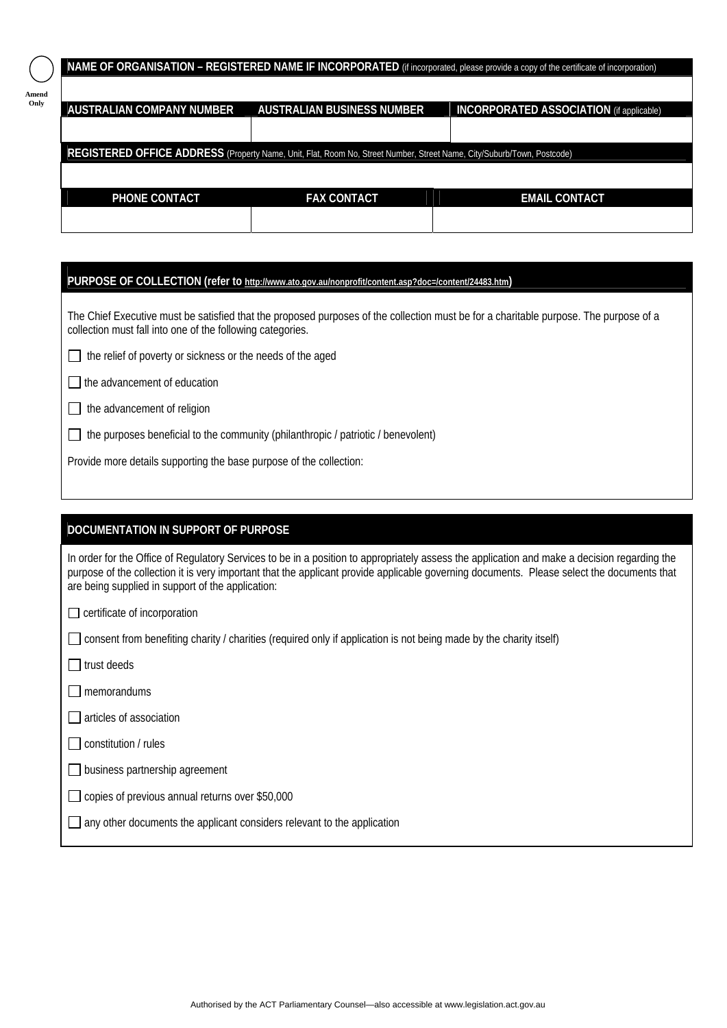Amend Only

| NAME OF ORGANISATION – REGISTERED NAME IF INCORPORATED (if incorporated, please provide a copy of the certificate of incorporation) | | |
|---|---|---|
| | | |
| **AUSTRALIAN COMPANY NUMBER** | **AUSTRALIAN BUSINESS NUMBER** | **INCORPORATED ASSOCIATION** (if applicable) |
| | | |
| **REGISTERED OFFICE ADDRESS** (Property Name, Unit, Flat, Room No, Street Number, Street Name, City/Suburb/Town, Postcode) | | |
| | | |
| **PHONE CONTACT** | **FAX CONTACT** | **EMAIL CONTACT** |
| | | |

## PURPOSE OF COLLECTION (refer to http://www.ato.gov.au/nonprofit/content.asp?doc=/content/24483.htm)

The Chief Executive must be satisfied that the proposed purposes of the collection must be for a charitable purpose. The purpose of a collection must fall into one of the following categories.

- ☐ the relief of poverty or sickness or the needs of the aged
- ☐ the advancement of education
- ☐ the advancement of religion
- ☐ the purposes beneficial to the community (philanthropic / patriotic / benevolent)

Provide more details supporting the base purpose of the collection:

## DOCUMENTATION IN SUPPORT OF PURPOSE

In order for the Office of Regulatory Services to be in a position to appropriately assess the application and make a decision regarding the purpose of the collection it is very important that the applicant provide applicable governing documents. Please select the documents that are being supplied in support of the application:

- ☐ certificate of incorporation
- ☐ consent from benefiting charity / charities (required only if application is not being made by the charity itself)
- ☐ trust deeds
- ☐ memorandums
- ☐ articles of association
- ☐ constitution / rules
- ☐ business partnership agreement
- ☐ copies of previous annual returns over $50,000
- ☐ any other documents the applicant considers relevant to the application

Authorised by the ACT Parliamentary Counsel—also accessible at www.legislation.act.gov.au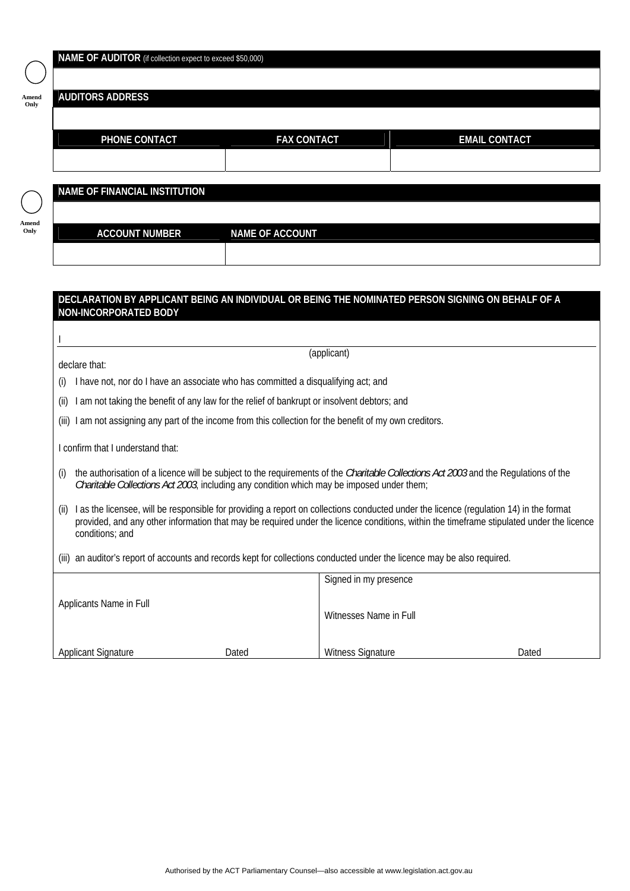Amend Only

| NAME OF AUDITOR (if collection expect to exceed $50,000) | | |
|---|---|---|
| | | |
| **AUDITORS ADDRESS** | | |
| | | |
| **PHONE CONTACT** | **FAX CONTACT** | **EMAIL CONTACT** |
| | | |

Amend Only

| NAME OF FINANCIAL INSTITUTION | |
|---|---|
| | |
| **ACCOUNT NUMBER** | **NAME OF ACCOUNT** |
| | |

## DECLARATION BY APPLICANT BEING AN INDIVIDUAL OR BEING THE NOMINATED PERSON SIGNING ON BEHALF OF A NON-INCORPORATED BODY

I ______________________________________________________________
(applicant)

declare that:

(i) I have not, nor do I have an associate who has committed a disqualifying act; and

(ii) I am not taking the benefit of any law for the relief of bankrupt or insolvent debtors; and

(iii) I am not assigning any part of the income from this collection for the benefit of my own creditors.

I confirm that I understand that:

(i) the authorisation of a licence will be subject to the requirements of the *Charitable Collections Act 2003* and the Regulations of the *Charitable Collections Act 2003*, including any condition which may be imposed under them;

(ii) I as the licensee, will be responsible for providing a report on collections conducted under the licence (regulation 14) in the format provided, and any other information that may be required under the licence conditions, within the timeframe stipulated under the licence conditions; and

(iii) an auditor's report of accounts and records kept for collections conducted under the licence may be also required.

| | | | |
|---|---|---|---|
| Applicants Name in Full | | Signed in my presence<br><br>Witnesses Name in Full | |
| Applicant Signature | Dated | Witness Signature | Dated |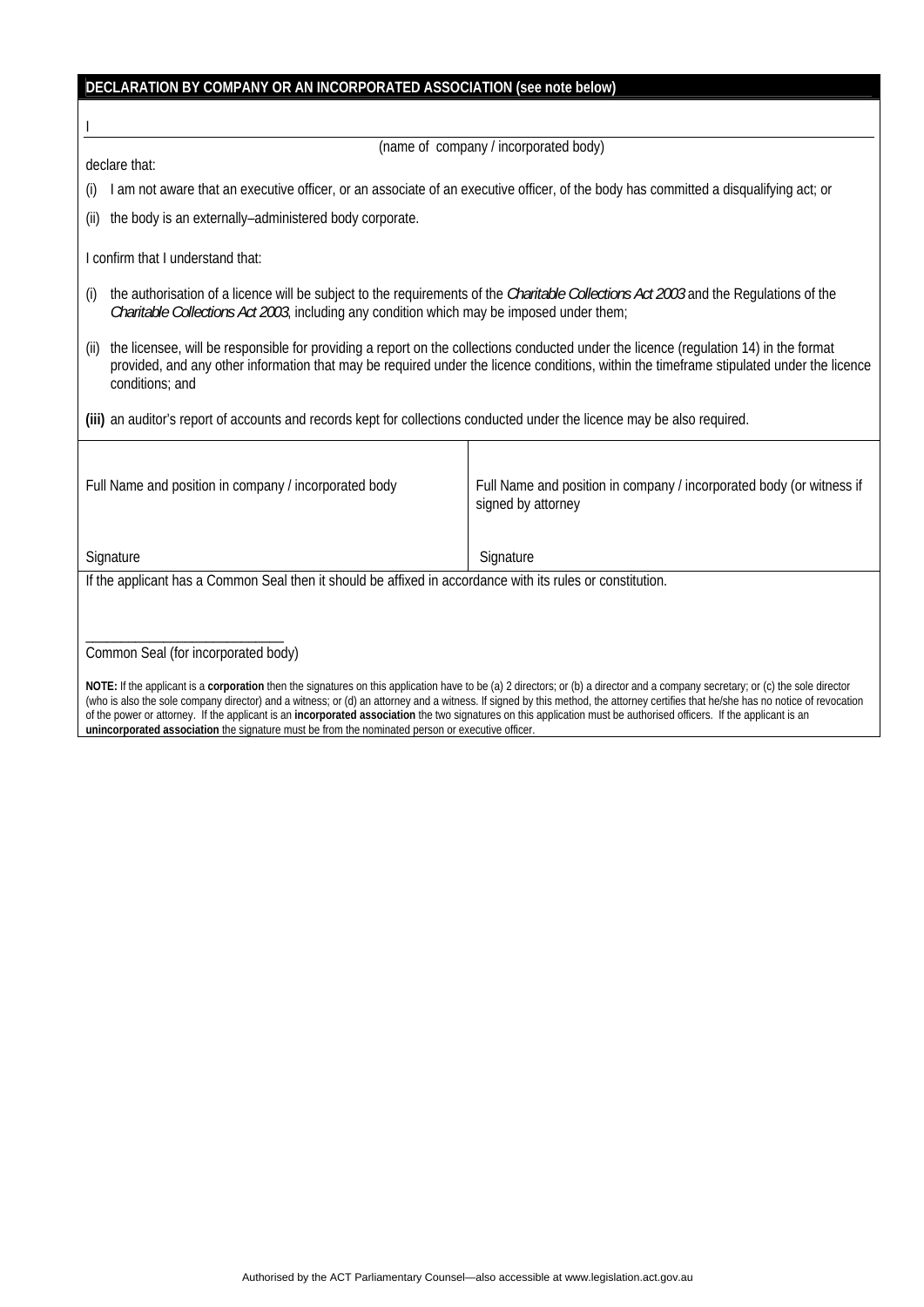## DECLARATION BY COMPANY OR AN INCORPORATED ASSOCIATION (see note below)

I

(name of company / incorporated body)

declare that:

(i) I am not aware that an executive officer, or an associate of an executive officer, of the body has committed a disqualifying act; or

(ii) the body is an externally–administered body corporate.

I confirm that I understand that:

(i) the authorisation of a licence will be subject to the requirements of the *Charitable Collections Act 2003* and the Regulations of the *Charitable Collections Act 2003*, including any condition which may be imposed under them;

(ii) the licensee, will be responsible for providing a report on the collections conducted under the licence (regulation 14) in the format provided, and any other information that may be required under the licence conditions, within the timeframe stipulated under the licence conditions; and

**(iii)** an auditor's report of accounts and records kept for collections conducted under the licence may be also required.

| | |
|---|---|
| Full Name and position in company / incorporated body | Full Name and position in company / incorporated body (or witness if signed by attorney |
| Signature | Signature |

If the applicant has a Common Seal then it should be affixed in accordance with its rules or constitution.

\_\_\_\_\_\_\_\_\_\_\_\_\_\_\_\_\_\_\_\_\_\_\_\_\_\_\_\_

Common Seal (for incorporated body)

**NOTE:** If the applicant is a **corporation** then the signatures on this application have to be (a) 2 directors; or (b) a director and a company secretary; or (c) the sole director (who is also the sole company director) and a witness; or (d) an attorney and a witness. If signed by this method, the attorney certifies that he/she has no notice of revocation of the power or attorney. If the applicant is an **incorporated association** the two signatures on this application must be authorised officers. If the applicant is an **unincorporated association** the signature must be from the nominated person or executive officer.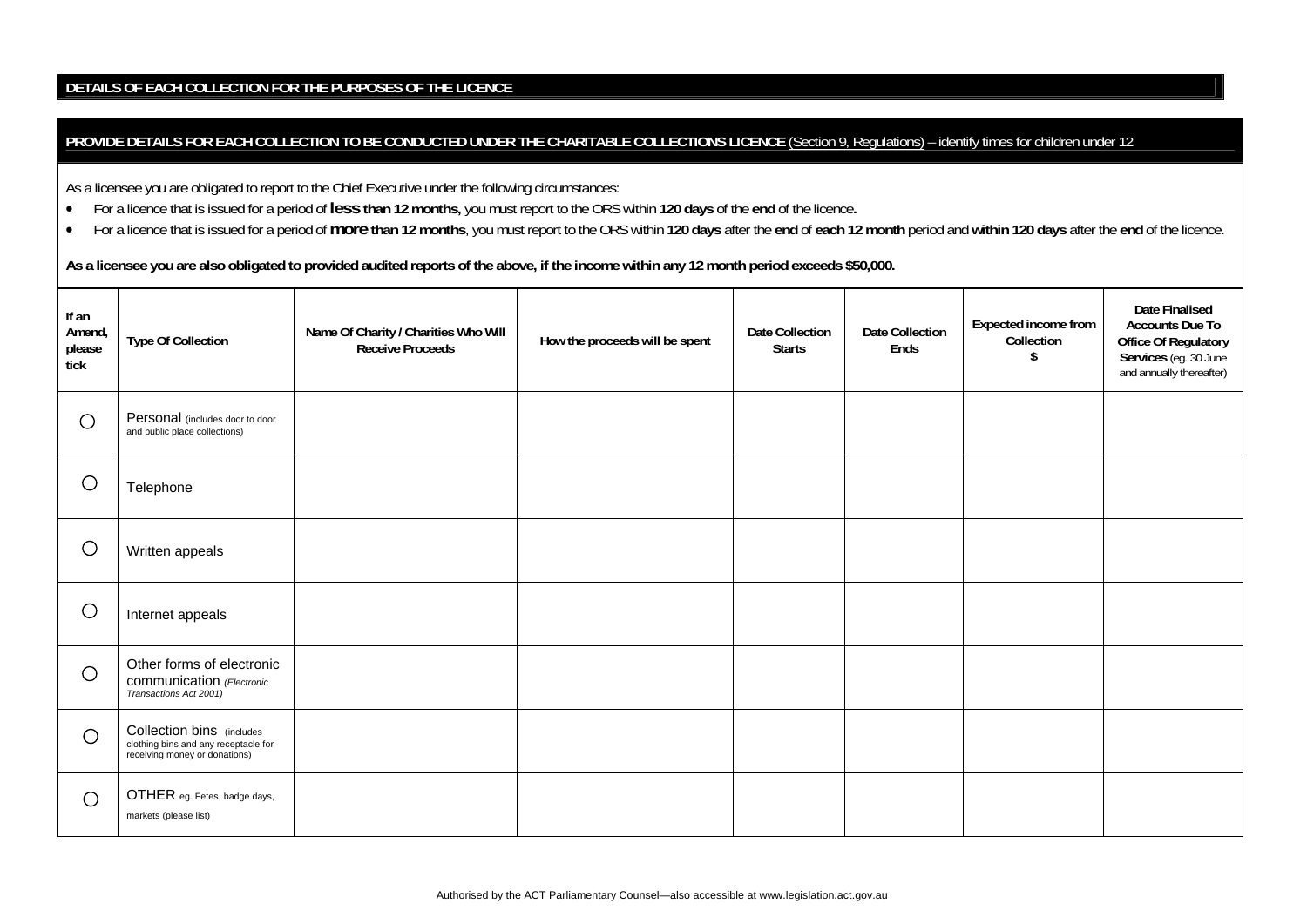## DETAILS OF EACH COLLECTION FOR THE PURPOSES OF THE LICENCE

**PROVIDE DETAILS FOR EACH COLLECTION TO BE CONDUCTED UNDER THE CHARITABLE COLLECTIONS LICENCE** (Section 9, Regulations) – identify times for children under 12

As a licensee you are obligated to report to the Chief Executive under the following circumstances:

- For a licence that is issued for a period of **less than 12 months,** you must report to the ORS within **120 days** of the **end** of the licence**.**
- For a licence that is issued for a period of **more than 12 months**, you must report to the ORS within **120 days** after the **end** of **each 12 month** period and **within 120 days** after the **end** of the licence.

**As a licensee you are also obligated to provided audited reports of the above, if the income within any 12 month period exceeds $50,000.**

| If an Amend, please tick | Type Of Collection | Name Of Charity / Charities Who Will Receive Proceeds | How the proceeds will be spent | Date Collection Starts | Date Collection Ends | Expected income from Collection $ | Date Finalised Accounts Due To Office Of Regulatory Services (eg. 30 June and annually thereafter) |
|---|---|---|---|---|---|---|---|
| ○ | Personal (includes door to door and public place collections) | | | | | | |
| ○ | Telephone | | | | | | |
| ○ | Written appeals | | | | | | |
| ○ | Internet appeals | | | | | | |
| ○ | Other forms of electronic communication *(Electronic Transactions Act 2001)* | | | | | | |
| ○ | Collection bins (includes clothing bins and any receptacle for receiving money or donations) | | | | | | |
| ○ | OTHER eg. Fetes, badge days, markets (please list) | | | | | | |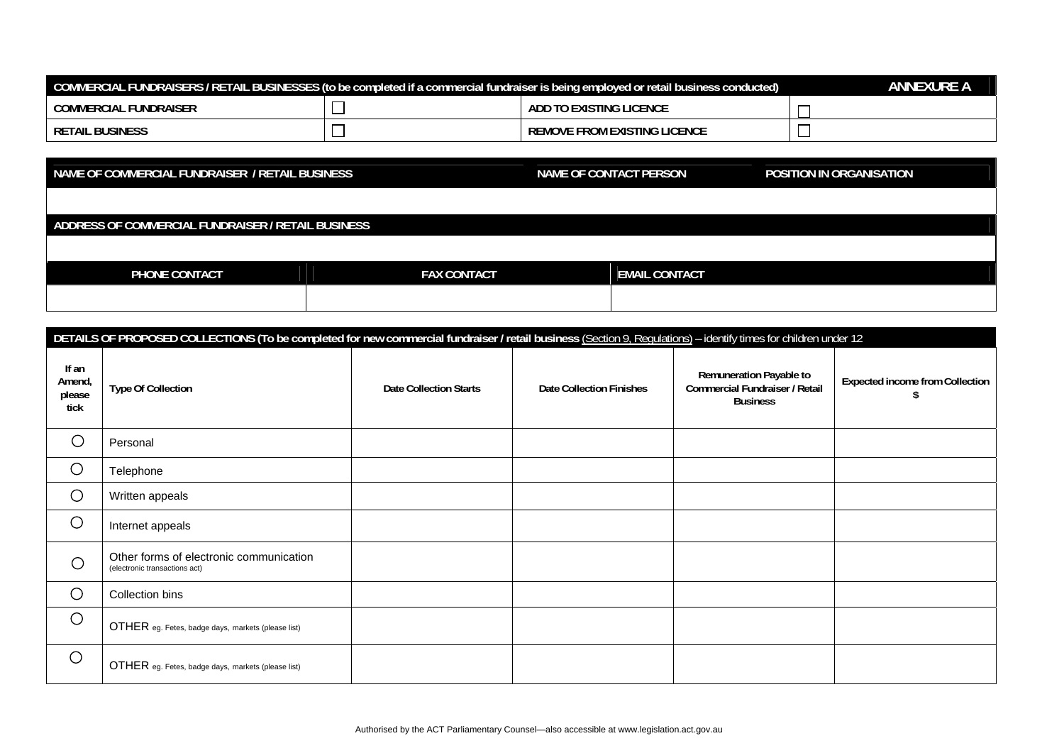| COMMERCIAL FUNDRAISERS / RETAIL BUSINESSES (to be completed if a commercial fundraiser is being employed or retail business conducted) | | | ANNEXURE A |
|---|---|---|---|
| COMMERCIAL FUNDRAISER | ☐ | ADD TO EXISTING LICENCE | ☐ |
| RETAIL BUSINESS | ☐ | REMOVE FROM EXISTING LICENCE | ☐ |

| NAME OF COMMERCIAL FUNDRAISER / RETAIL BUSINESS | NAME OF CONTACT PERSON | POSITION IN ORGANISATION |
|---|---|---|
| | | |

| ADDRESS OF COMMERCIAL FUNDRAISER / RETAIL BUSINESS |
|---|
| |

| PHONE CONTACT | FAX CONTACT | EMAIL CONTACT |
|---|---|---|
| | | |

**DETAILS OF PROPOSED COLLECTIONS (To be completed for new commercial fundraiser / retail business** Section 9, Regulations) – identify times for children under 12

| If an Amend, please tick | Type Of Collection | Date Collection Starts | Date Collection Finishes | Remuneration Payable to Commercial Fundraiser / Retail Business | Expected income from Collection $ |
|---|---|---|---|---|---|
| ○ | Personal | | | | |
| ○ | Telephone | | | | |
| ○ | Written appeals | | | | |
| ○ | Internet appeals | | | | |
| ○ | Other forms of electronic communication (electronic transactions act) | | | | |
| ○ | Collection bins | | | | |
| ○ | OTHER eg. Fetes, badge days, markets (please list) | | | | |
| ○ | OTHER eg. Fetes, badge days, markets (please list) | | | | |

Authorised by the ACT Parliamentary Counsel—also accessible at www.legislation.act.gov.au